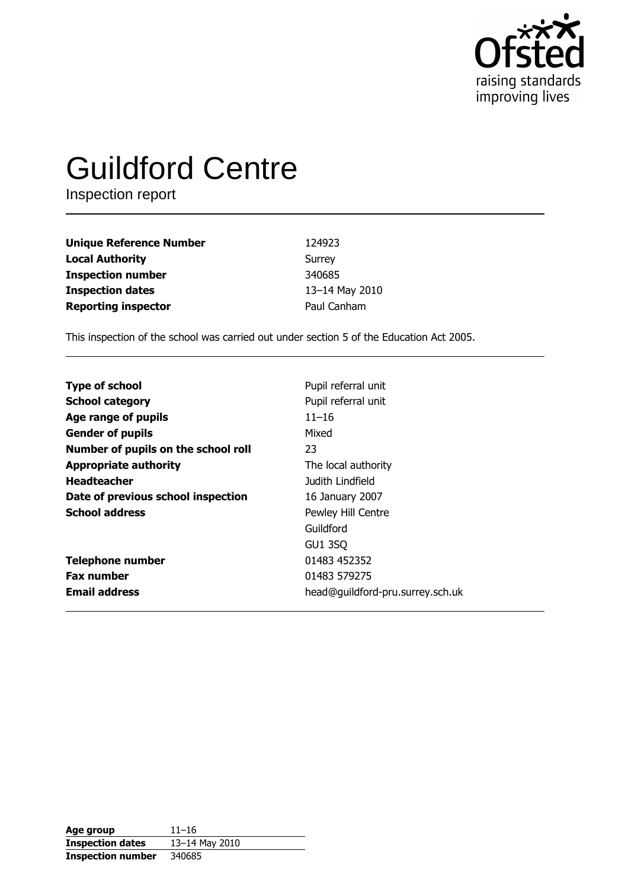Ofsted
raising standards
improving lives

# Guildford Centre

Inspection report

| | |
|---|---|
| **Unique Reference Number** | 124923 |
| **Local Authority** | Surrey |
| **Inspection number** | 340685 |
| **Inspection dates** | 13–14 May 2010 |
| **Reporting inspector** | Paul Canham |

This inspection of the school was carried out under section 5 of the Education Act 2005.

| | |
|---|---|
| **Type of school** | Pupil referral unit |
| **School category** | Pupil referral unit |
| **Age range of pupils** | 11–16 |
| **Gender of pupils** | Mixed |
| **Number of pupils on the school roll** | 23 |
| **Appropriate authority** | The local authority |
| **Headteacher** | Judith Lindfield |
| **Date of previous school inspection** | 16 January 2007 |
| **School address** | Pewley Hill Centre<br>Guildford<br>GU1 3SQ |
| **Telephone number** | 01483 452352 |
| **Fax number** | 01483 579275 |
| **Email address** | head@guildford-pru.surrey.sch.uk |

| | |
|---|---|
| **Age group** | 11–16 |
| **Inspection dates** | 13–14 May 2010 |
| **Inspection number** | 340685 |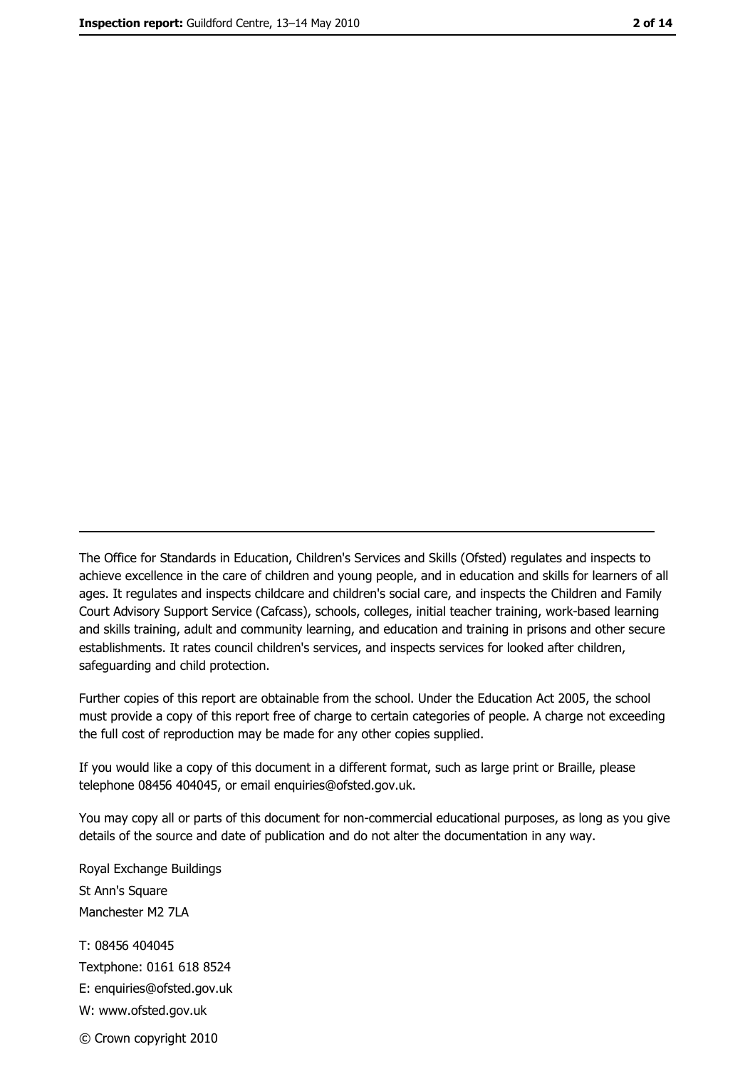The Office for Standards in Education, Children's Services and Skills (Ofsted) regulates and inspects to achieve excellence in the care of children and young people, and in education and skills for learners of all ages. It regulates and inspects childcare and children's social care, and inspects the Children and Family Court Advisory Support Service (Cafcass), schools, colleges, initial teacher training, work-based learning and skills training, adult and community learning, and education and training in prisons and other secure establishments. It rates council children's services, and inspects services for looked after children, safeguarding and child protection.

Further copies of this report are obtainable from the school. Under the Education Act 2005, the school must provide a copy of this report free of charge to certain categories of people. A charge not exceeding the full cost of reproduction may be made for any other copies supplied.

If you would like a copy of this document in a different format, such as large print or Braille, please telephone 08456 404045, or email enquiries@ofsted.gov.uk.

You may copy all or parts of this document for non-commercial educational purposes, as long as you give details of the source and date of publication and do not alter the documentation in any way.

Royal Exchange Buildings
St Ann's Square
Manchester M2 7LA

T: 08456 404045
Textphone: 0161 618 8524
E: enquiries@ofsted.gov.uk
W: www.ofsted.gov.uk

© Crown copyright 2010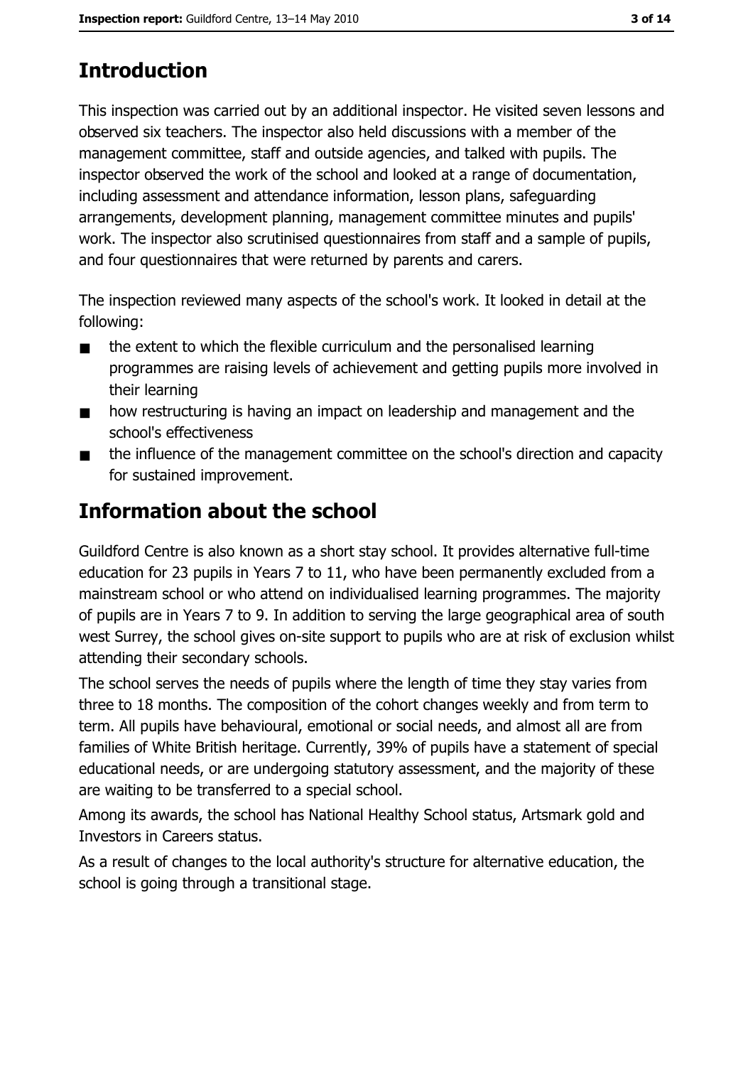# Introduction

This inspection was carried out by an additional inspector. He visited seven lessons and observed six teachers. The inspector also held discussions with a member of the management committee, staff and outside agencies, and talked with pupils. The inspector observed the work of the school and looked at a range of documentation, including assessment and attendance information, lesson plans, safeguarding arrangements, development planning, management committee minutes and pupils' work. The inspector also scrutinised questionnaires from staff and a sample of pupils, and four questionnaires that were returned by parents and carers.

The inspection reviewed many aspects of the school's work. It looked in detail at the following:

- the extent to which the flexible curriculum and the personalised learning programmes are raising levels of achievement and getting pupils more involved in their learning
- how restructuring is having an impact on leadership and management and the school's effectiveness
- the influence of the management committee on the school's direction and capacity for sustained improvement.

# Information about the school

Guildford Centre is also known as a short stay school. It provides alternative full-time education for 23 pupils in Years 7 to 11, who have been permanently excluded from a mainstream school or who attend on individualised learning programmes. The majority of pupils are in Years 7 to 9. In addition to serving the large geographical area of south west Surrey, the school gives on-site support to pupils who are at risk of exclusion whilst attending their secondary schools.

The school serves the needs of pupils where the length of time they stay varies from three to 18 months. The composition of the cohort changes weekly and from term to term. All pupils have behavioural, emotional or social needs, and almost all are from families of White British heritage. Currently, 39% of pupils have a statement of special educational needs, or are undergoing statutory assessment, and the majority of these are waiting to be transferred to a special school.

Among its awards, the school has National Healthy School status, Artsmark gold and Investors in Careers status.

As a result of changes to the local authority's structure for alternative education, the school is going through a transitional stage.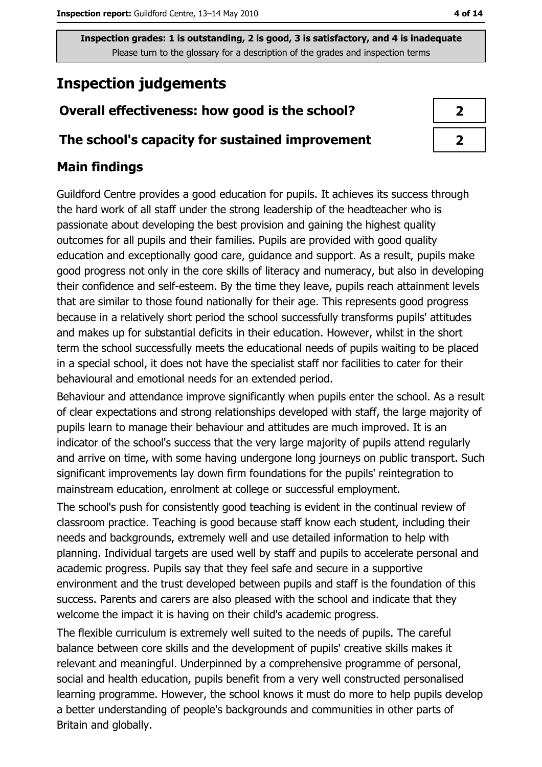Inspection grades: 1 is outstanding, 2 is good, 3 is satisfactory, and 4 is inadequate
Please turn to the glossary for a description of the grades and inspection terms

# Inspection judgements

| | |
|---|---|
| **Overall effectiveness: how good is the school?** | **2** |
| **The school's capacity for sustained improvement** | **2** |

## Main findings

Guildford Centre provides a good education for pupils. It achieves its success through the hard work of all staff under the strong leadership of the headteacher who is passionate about developing the best provision and gaining the highest quality outcomes for all pupils and their families. Pupils are provided with good quality education and exceptionally good care, guidance and support. As a result, pupils make good progress not only in the core skills of literacy and numeracy, but also in developing their confidence and self-esteem. By the time they leave, pupils reach attainment levels that are similar to those found nationally for their age. This represents good progress because in a relatively short period the school successfully transforms pupils' attitudes and makes up for substantial deficits in their education. However, whilst in the short term the school successfully meets the educational needs of pupils waiting to be placed in a special school, it does not have the specialist staff nor facilities to cater for their behavioural and emotional needs for an extended period.

Behaviour and attendance improve significantly when pupils enter the school. As a result of clear expectations and strong relationships developed with staff, the large majority of pupils learn to manage their behaviour and attitudes are much improved. It is an indicator of the school's success that the very large majority of pupils attend regularly and arrive on time, with some having undergone long journeys on public transport. Such significant improvements lay down firm foundations for the pupils' reintegration to mainstream education, enrolment at college or successful employment.

The school's push for consistently good teaching is evident in the continual review of classroom practice. Teaching is good because staff know each student, including their needs and backgrounds, extremely well and use detailed information to help with planning. Individual targets are used well by staff and pupils to accelerate personal and academic progress. Pupils say that they feel safe and secure in a supportive environment and the trust developed between pupils and staff is the foundation of this success. Parents and carers are also pleased with the school and indicate that they welcome the impact it is having on their child's academic progress.

The flexible curriculum is extremely well suited to the needs of pupils. The careful balance between core skills and the development of pupils' creative skills makes it relevant and meaningful. Underpinned by a comprehensive programme of personal, social and health education, pupils benefit from a very well constructed personalised learning programme. However, the school knows it must do more to help pupils develop a better understanding of people's backgrounds and communities in other parts of Britain and globally.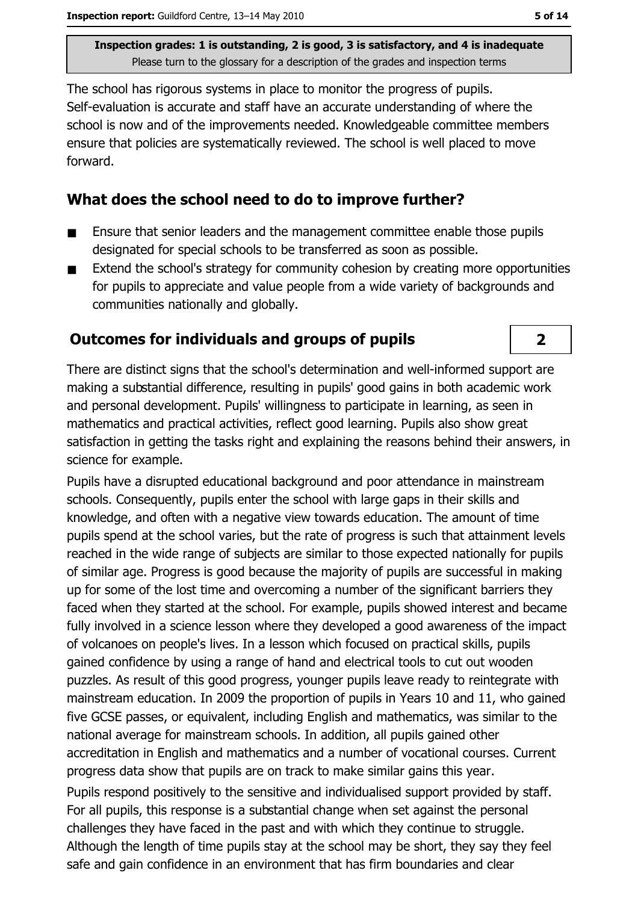**Inspection grades: 1 is outstanding, 2 is good, 3 is satisfactory, and 4 is inadequate**
Please turn to the glossary for a description of the grades and inspection terms

The school has rigorous systems in place to monitor the progress of pupils. Self-evaluation is accurate and staff have an accurate understanding of where the school is now and of the improvements needed. Knowledgeable committee members ensure that policies are systematically reviewed. The school is well placed to move forward.

## What does the school need to do to improve further?

- Ensure that senior leaders and the management committee enable those pupils designated for special schools to be transferred as soon as possible.
- Extend the school's strategy for community cohesion by creating more opportunities for pupils to appreciate and value people from a wide variety of backgrounds and communities nationally and globally.

## Outcomes for individuals and groups of pupils

**2**

There are distinct signs that the school's determination and well-informed support are making a substantial difference, resulting in pupils' good gains in both academic work and personal development. Pupils' willingness to participate in learning, as seen in mathematics and practical activities, reflect good learning. Pupils also show great satisfaction in getting the tasks right and explaining the reasons behind their answers, in science for example.

Pupils have a disrupted educational background and poor attendance in mainstream schools. Consequently, pupils enter the school with large gaps in their skills and knowledge, and often with a negative view towards education. The amount of time pupils spend at the school varies, but the rate of progress is such that attainment levels reached in the wide range of subjects are similar to those expected nationally for pupils of similar age. Progress is good because the majority of pupils are successful in making up for some of the lost time and overcoming a number of the significant barriers they faced when they started at the school. For example, pupils showed interest and became fully involved in a science lesson where they developed a good awareness of the impact of volcanoes on people's lives. In a lesson which focused on practical skills, pupils gained confidence by using a range of hand and electrical tools to cut out wooden puzzles. As result of this good progress, younger pupils leave ready to reintegrate with mainstream education. In 2009 the proportion of pupils in Years 10 and 11, who gained five GCSE passes, or equivalent, including English and mathematics, was similar to the national average for mainstream schools. In addition, all pupils gained other accreditation in English and mathematics and a number of vocational courses. Current progress data show that pupils are on track to make similar gains this year.

Pupils respond positively to the sensitive and individualised support provided by staff. For all pupils, this response is a substantial change when set against the personal challenges they have faced in the past and with which they continue to struggle. Although the length of time pupils stay at the school may be short, they say they feel safe and gain confidence in an environment that has firm boundaries and clear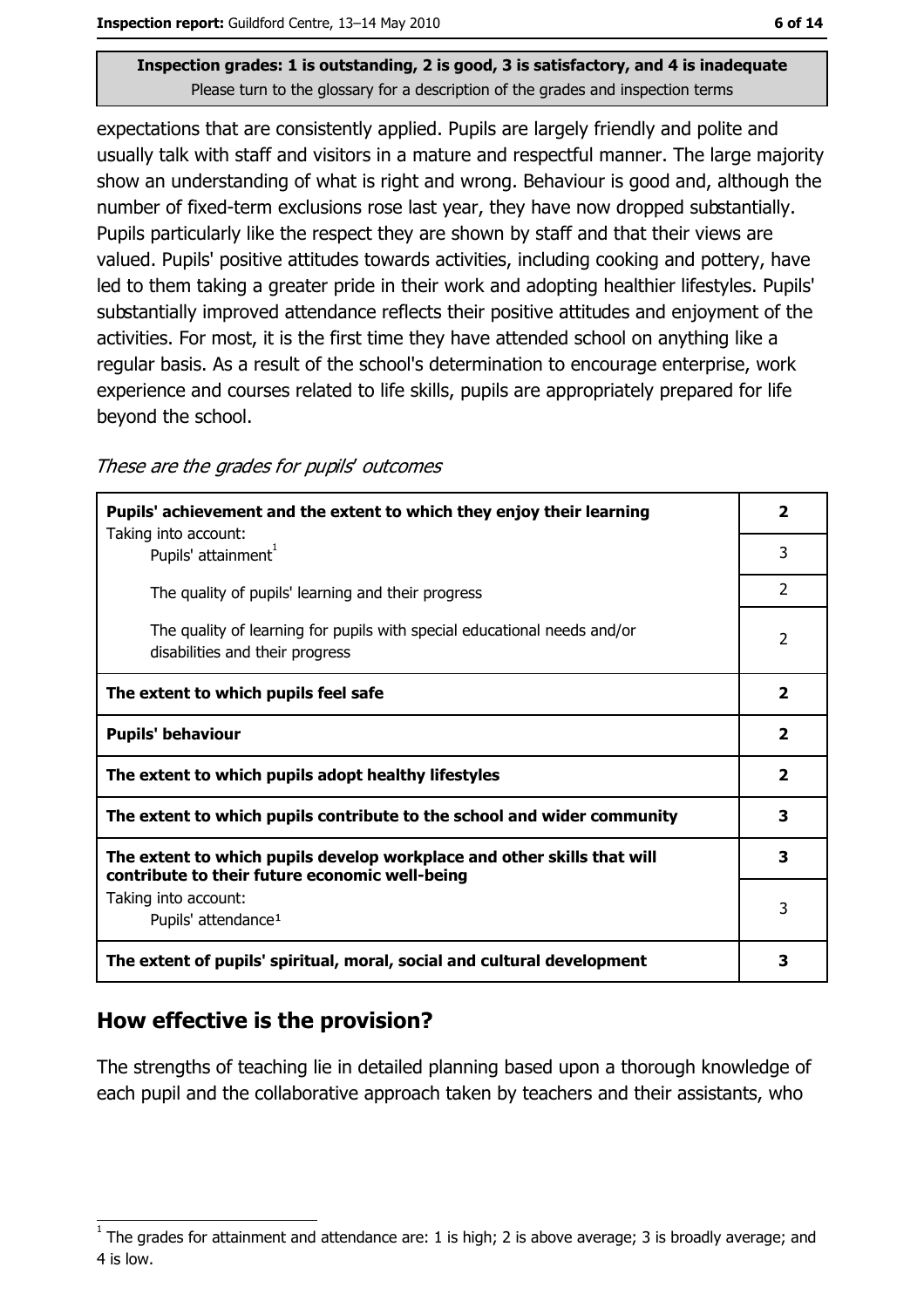**Inspection grades: 1 is outstanding, 2 is good, 3 is satisfactory, and 4 is inadequate**
Please turn to the glossary for a description of the grades and inspection terms

expectations that are consistently applied. Pupils are largely friendly and polite and usually talk with staff and visitors in a mature and respectful manner. The large majority show an understanding of what is right and wrong. Behaviour is good and, although the number of fixed-term exclusions rose last year, they have now dropped substantially. Pupils particularly like the respect they are shown by staff and that their views are valued. Pupils' positive attitudes towards activities, including cooking and pottery, have led to them taking a greater pride in their work and adopting healthier lifestyles. Pupils' substantially improved attendance reflects their positive attitudes and enjoyment of the activities. For most, it is the first time they have attended school on anything like a regular basis. As a result of the school's determination to encourage enterprise, work experience and courses related to life skills, pupils are appropriately prepared for life beyond the school.

*These are the grades for pupils' outcomes*

| | |
|---|---|
| **Pupils' achievement and the extent to which they enjoy their learning** | **2** |
| Taking into account: Pupils' attainment[1] | 3 |
| The quality of pupils' learning and their progress | 2 |
| The quality of learning for pupils with special educational needs and/or disabilities and their progress | 2 |
| **The extent to which pupils feel safe** | **2** |
| **Pupils' behaviour** | **2** |
| **The extent to which pupils adopt healthy lifestyles** | **2** |
| **The extent to which pupils contribute to the school and wider community** | **3** |
| **The extent to which pupils develop workplace and other skills that will contribute to their future economic well-being** | **3** |
| Taking into account: Pupils' attendance[1] | 3 |
| **The extent of pupils' spiritual, moral, social and cultural development** | **3** |

## How effective is the provision?

The strengths of teaching lie in detailed planning based upon a thorough knowledge of each pupil and the collaborative approach taken by teachers and their assistants, who

[1] The grades for attainment and attendance are: 1 is high; 2 is above average; 3 is broadly average; and 4 is low.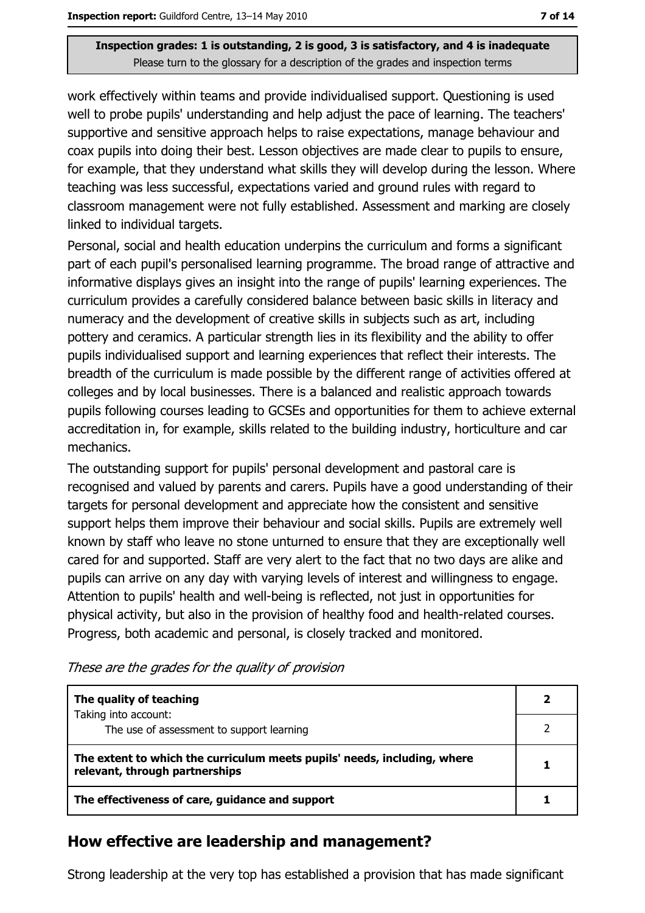Inspection grades: 1 is outstanding, 2 is good, 3 is satisfactory, and 4 is inadequate
Please turn to the glossary for a description of the grades and inspection terms

work effectively within teams and provide individualised support. Questioning is used well to probe pupils' understanding and help adjust the pace of learning. The teachers' supportive and sensitive approach helps to raise expectations, manage behaviour and coax pupils into doing their best. Lesson objectives are made clear to pupils to ensure, for example, that they understand what skills they will develop during the lesson. Where teaching was less successful, expectations varied and ground rules with regard to classroom management were not fully established. Assessment and marking are closely linked to individual targets.

Personal, social and health education underpins the curriculum and forms a significant part of each pupil's personalised learning programme. The broad range of attractive and informative displays gives an insight into the range of pupils' learning experiences. The curriculum provides a carefully considered balance between basic skills in literacy and numeracy and the development of creative skills in subjects such as art, including pottery and ceramics. A particular strength lies in its flexibility and the ability to offer pupils individualised support and learning experiences that reflect their interests. The breadth of the curriculum is made possible by the different range of activities offered at colleges and by local businesses. There is a balanced and realistic approach towards pupils following courses leading to GCSEs and opportunities for them to achieve external accreditation in, for example, skills related to the building industry, horticulture and car mechanics.

The outstanding support for pupils' personal development and pastoral care is recognised and valued by parents and carers. Pupils have a good understanding of their targets for personal development and appreciate how the consistent and sensitive support helps them improve their behaviour and social skills. Pupils are extremely well known by staff who leave no stone unturned to ensure that they are exceptionally well cared for and supported. Staff are very alert to the fact that no two days are alike and pupils can arrive on any day with varying levels of interest and willingness to engage. Attention to pupils' health and well-being is reflected, not just in opportunities for physical activity, but also in the provision of healthy food and health-related courses. Progress, both academic and personal, is closely tracked and monitored.

*These are the grades for the quality of provision*

| | |
|---|---|
| **The quality of teaching** | **2** |
| Taking into account: The use of assessment to support learning | 2 |
| **The extent to which the curriculum meets pupils' needs, including, where relevant, through partnerships** | **1** |
| **The effectiveness of care, guidance and support** | **1** |

## How effective are leadership and management?

Strong leadership at the very top has established a provision that has made significant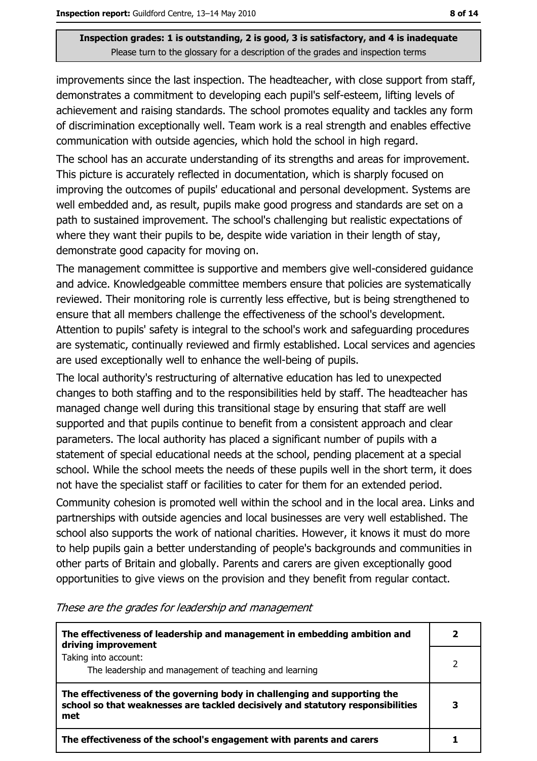improvements since the last inspection. The headteacher, with close support from staff, demonstrates a commitment to developing each pupil's self-esteem, lifting levels of achievement and raising standards. The school promotes equality and tackles any form of discrimination exceptionally well. Team work is a real strength and enables effective communication with outside agencies, which hold the school in high regard.

The school has an accurate understanding of its strengths and areas for improvement. This picture is accurately reflected in documentation, which is sharply focused on improving the outcomes of pupils' educational and personal development. Systems are well embedded and, as result, pupils make good progress and standards are set on a path to sustained improvement. The school's challenging but realistic expectations of where they want their pupils to be, despite wide variation in their length of stay, demonstrate good capacity for moving on.

The management committee is supportive and members give well-considered guidance and advice. Knowledgeable committee members ensure that policies are systematically reviewed. Their monitoring role is currently less effective, but is being strengthened to ensure that all members challenge the effectiveness of the school's development. Attention to pupils' safety is integral to the school's work and safeguarding procedures are systematic, continually reviewed and firmly established. Local services and agencies are used exceptionally well to enhance the well-being of pupils.

The local authority's restructuring of alternative education has led to unexpected changes to both staffing and to the responsibilities held by staff. The headteacher has managed change well during this transitional stage by ensuring that staff are well supported and that pupils continue to benefit from a consistent approach and clear parameters. The local authority has placed a significant number of pupils with a statement of special educational needs at the school, pending placement at a special school. While the school meets the needs of these pupils well in the short term, it does not have the specialist staff or facilities to cater for them for an extended period.

Community cohesion is promoted well within the school and in the local area. Links and partnerships with outside agencies and local businesses are very well established. The school also supports the work of national charities. However, it knows it must do more to help pupils gain a better understanding of people's backgrounds and communities in other parts of Britain and globally. Parents and carers are given exceptionally good opportunities to give views on the provision and they benefit from regular contact.

*These are the grades for leadership and management*

| | |
|---|---|
| **The effectiveness of leadership and management in embedding ambition and driving improvement** | **2** |
| Taking into account: The leadership and management of teaching and learning | 2 |
| **The effectiveness of the governing body in challenging and supporting the school so that weaknesses are tackled decisively and statutory responsibilities met** | **3** |
| **The effectiveness of the school's engagement with parents and carers** | **1** |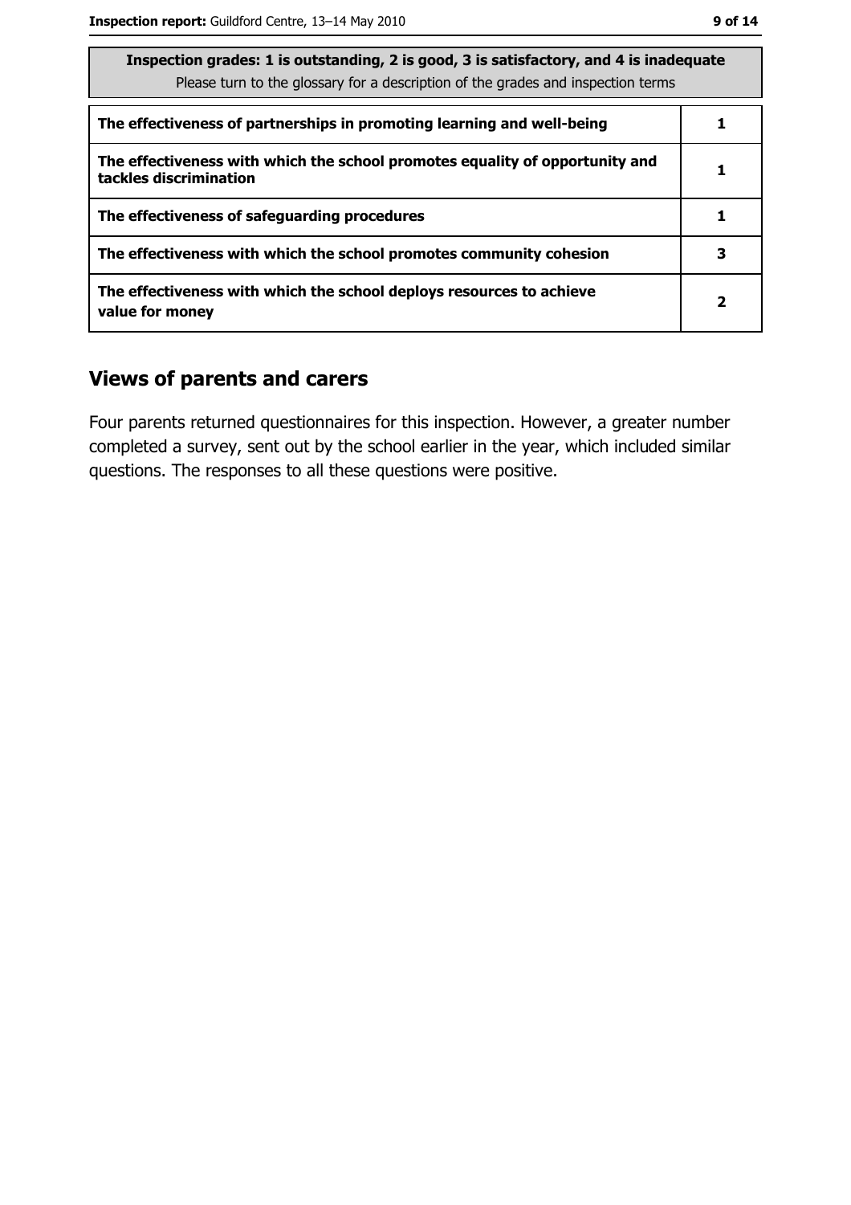| Inspection grades: 1 is outstanding, 2 is good, 3 is satisfactory, and 4 is inadequate<br>Please turn to the glossary for a description of the grades and inspection terms | |
|---|---|
| The effectiveness of partnerships in promoting learning and well-being | 1 |
| The effectiveness with which the school promotes equality of opportunity and tackles discrimination | 1 |
| The effectiveness of safeguarding procedures | 1 |
| The effectiveness with which the school promotes community cohesion | 3 |
| The effectiveness with which the school deploys resources to achieve value for money | 2 |

## Views of parents and carers

Four parents returned questionnaires for this inspection. However, a greater number completed a survey, sent out by the school earlier in the year, which included similar questions. The responses to all these questions were positive.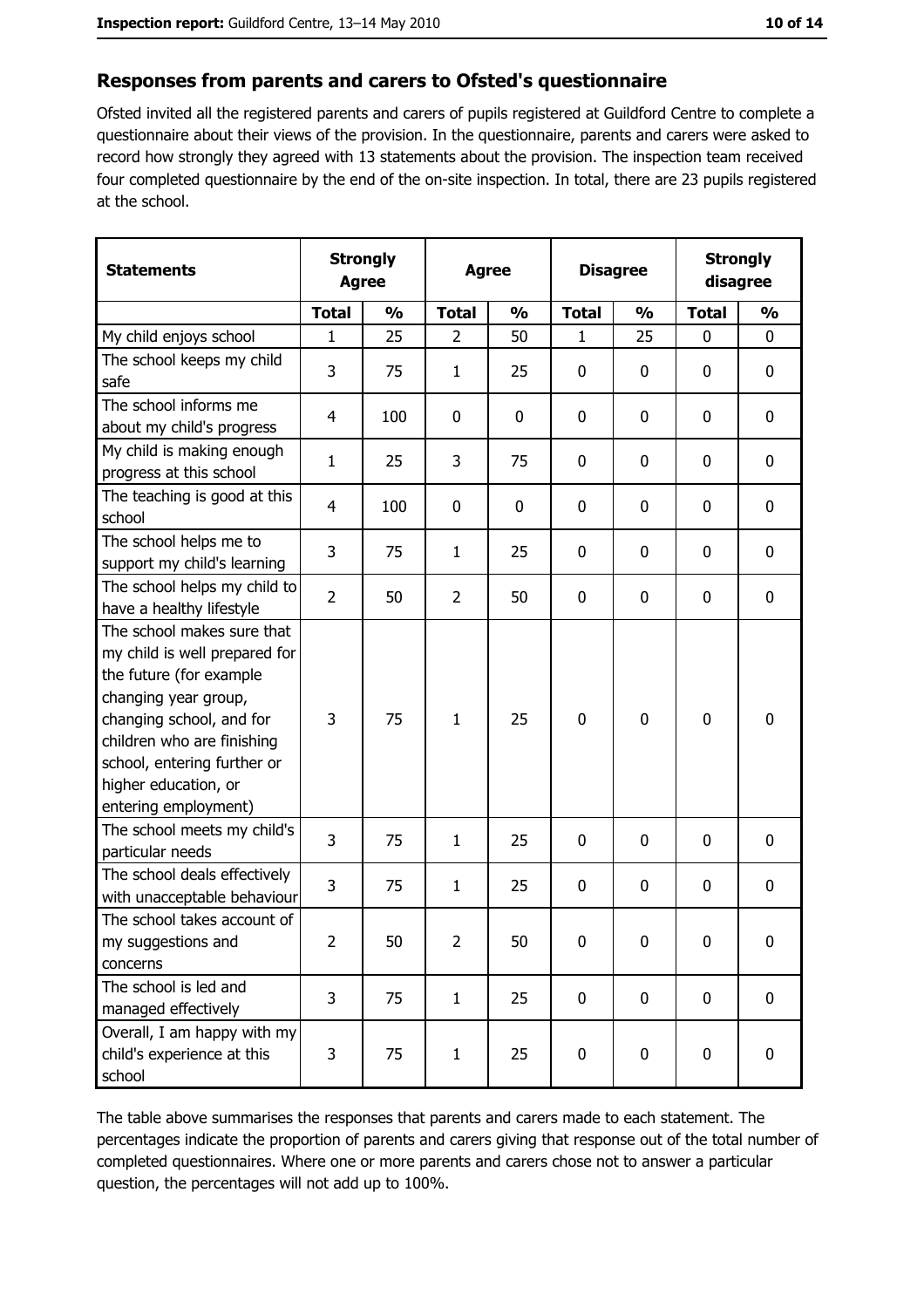## Responses from parents and carers to Ofsted's questionnaire

Ofsted invited all the registered parents and carers of pupils registered at Guildford Centre to complete a questionnaire about their views of the provision. In the questionnaire, parents and carers were asked to record how strongly they agreed with 13 statements about the provision. The inspection team received four completed questionnaire by the end of the on-site inspection. In total, there are 23 pupils registered at the school.

| Statements | Strongly Agree | | Agree | | Disagree | | Strongly disagree | |
|---|---|---|---|---|---|---|---|---|
| | Total | % | Total | % | Total | % | Total | % |
| My child enjoys school | 1 | 25 | 2 | 50 | 1 | 25 | 0 | 0 |
| The school keeps my child safe | 3 | 75 | 1 | 25 | 0 | 0 | 0 | 0 |
| The school informs me about my child's progress | 4 | 100 | 0 | 0 | 0 | 0 | 0 | 0 |
| My child is making enough progress at this school | 1 | 25 | 3 | 75 | 0 | 0 | 0 | 0 |
| The teaching is good at this school | 4 | 100 | 0 | 0 | 0 | 0 | 0 | 0 |
| The school helps me to support my child's learning | 3 | 75 | 1 | 25 | 0 | 0 | 0 | 0 |
| The school helps my child to have a healthy lifestyle | 2 | 50 | 2 | 50 | 0 | 0 | 0 | 0 |
| The school makes sure that my child is well prepared for the future (for example changing year group, changing school, and for children who are finishing school, entering further or higher education, or entering employment) | 3 | 75 | 1 | 25 | 0 | 0 | 0 | 0 |
| The school meets my child's particular needs | 3 | 75 | 1 | 25 | 0 | 0 | 0 | 0 |
| The school deals effectively with unacceptable behaviour | 3 | 75 | 1 | 25 | 0 | 0 | 0 | 0 |
| The school takes account of my suggestions and concerns | 2 | 50 | 2 | 50 | 0 | 0 | 0 | 0 |
| The school is led and managed effectively | 3 | 75 | 1 | 25 | 0 | 0 | 0 | 0 |
| Overall, I am happy with my child's experience at this school | 3 | 75 | 1 | 25 | 0 | 0 | 0 | 0 |

The table above summarises the responses that parents and carers made to each statement. The percentages indicate the proportion of parents and carers giving that response out of the total number of completed questionnaires. Where one or more parents and carers chose not to answer a particular question, the percentages will not add up to 100%.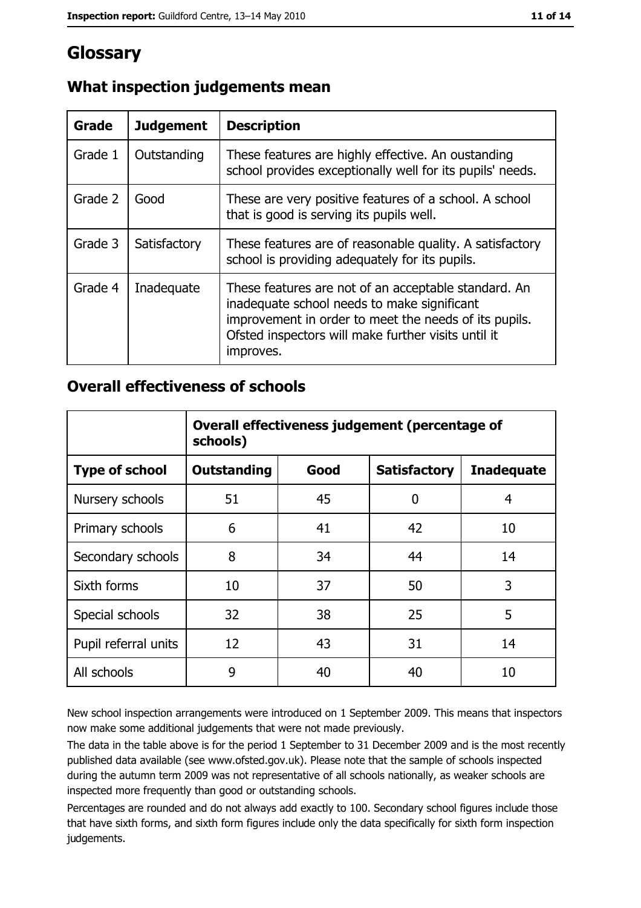# Glossary

## What inspection judgements mean

| Grade | Judgement | Description |
| --- | --- | --- |
| Grade 1 | Outstanding | These features are highly effective. An oustanding school provides exceptionally well for its pupils' needs. |
| Grade 2 | Good | These are very positive features of a school. A school that is good is serving its pupils well. |
| Grade 3 | Satisfactory | These features are of reasonable quality. A satisfactory school is providing adequately for its pupils. |
| Grade 4 | Inadequate | These features are not of an acceptable standard. An inadequate school needs to make significant improvement in order to meet the needs of its pupils. Ofsted inspectors will make further visits until it improves. |

## Overall effectiveness of schools

| | Overall effectiveness judgement (percentage of schools) | | | |
| --- | --- | --- | --- | --- |
| **Type of school** | **Outstanding** | **Good** | **Satisfactory** | **Inadequate** |
| Nursery schools | 51 | 45 | 0 | 4 |
| Primary schools | 6 | 41 | 42 | 10 |
| Secondary schools | 8 | 34 | 44 | 14 |
| Sixth forms | 10 | 37 | 50 | 3 |
| Special schools | 32 | 38 | 25 | 5 |
| Pupil referral units | 12 | 43 | 31 | 14 |
| All schools | 9 | 40 | 40 | 10 |

New school inspection arrangements were introduced on 1 September 2009. This means that inspectors now make some additional judgements that were not made previously.

The data in the table above is for the period 1 September to 31 December 2009 and is the most recently published data available (see www.ofsted.gov.uk). Please note that the sample of schools inspected during the autumn term 2009 was not representative of all schools nationally, as weaker schools are inspected more frequently than good or outstanding schools.

Percentages are rounded and do not always add exactly to 100. Secondary school figures include those that have sixth forms, and sixth form figures include only the data specifically for sixth form inspection judgements.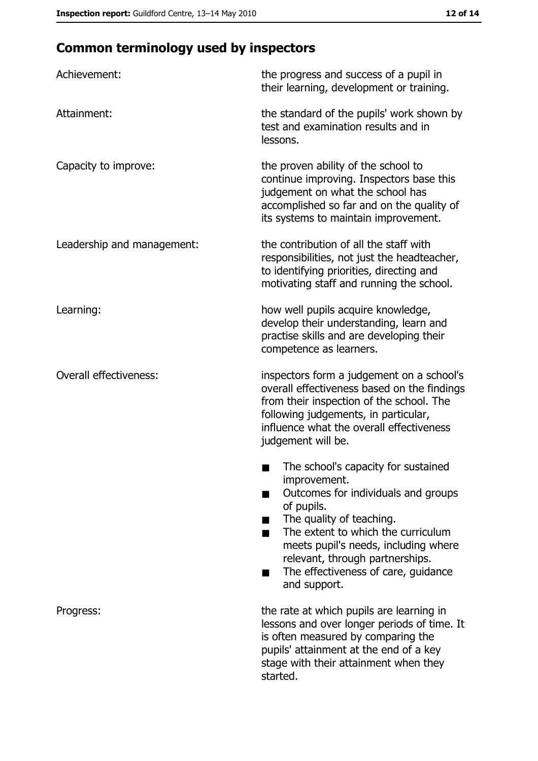## Common terminology used by inspectors

**Achievement:** the progress and success of a pupil in their learning, development or training.

**Attainment:** the standard of the pupils' work shown by test and examination results and in lessons.

**Capacity to improve:** the proven ability of the school to continue improving. Inspectors base this judgement on what the school has accomplished so far and on the quality of its systems to maintain improvement.

**Leadership and management:** the contribution of all the staff with responsibilities, not just the headteacher, to identifying priorities, directing and motivating staff and running the school.

**Learning:** how well pupils acquire knowledge, develop their understanding, learn and practise skills and are developing their competence as learners.

**Overall effectiveness:** inspectors form a judgement on a school's overall effectiveness based on the findings from their inspection of the school. The following judgements, in particular, influence what the overall effectiveness judgement will be.

- The school's capacity for sustained improvement.
- Outcomes for individuals and groups of pupils.
- The quality of teaching.
- The extent to which the curriculum meets pupil's needs, including where relevant, through partnerships.
- The effectiveness of care, guidance and support.

**Progress:** the rate at which pupils are learning in lessons and over longer periods of time. It is often measured by comparing the pupils' attainment at the end of a key stage with their attainment when they started.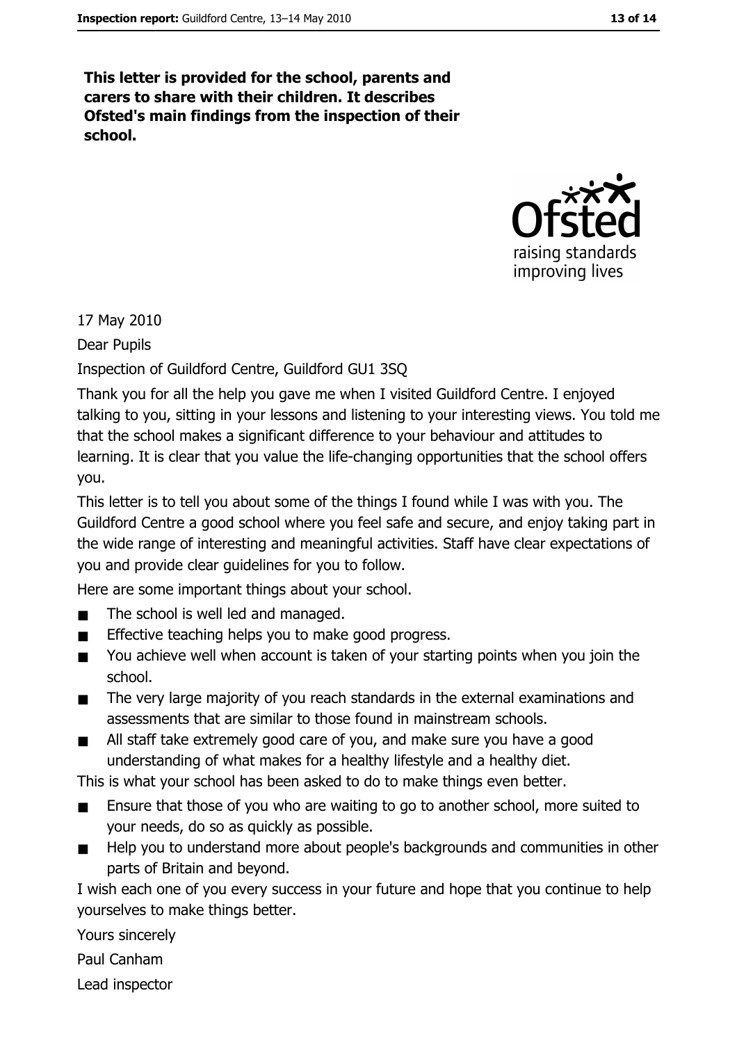**This letter is provided for the school, parents and carers to share with their children. It describes Ofsted's main findings from the inspection of their school.**

17 May 2010

Dear Pupils

Inspection of Guildford Centre, Guildford GU1 3SQ

Thank you for all the help you gave me when I visited Guildford Centre. I enjoyed talking to you, sitting in your lessons and listening to your interesting views. You told me that the school makes a significant difference to your behaviour and attitudes to learning. It is clear that you value the life-changing opportunities that the school offers you.

This letter is to tell you about some of the things I found while I was with you. The Guildford Centre a good school where you feel safe and secure, and enjoy taking part in the wide range of interesting and meaningful activities. Staff have clear expectations of you and provide clear guidelines for you to follow.

Here are some important things about your school.

- The school is well led and managed.
- Effective teaching helps you to make good progress.
- You achieve well when account is taken of your starting points when you join the school.
- The very large majority of you reach standards in the external examinations and assessments that are similar to those found in mainstream schools.
- All staff take extremely good care of you, and make sure you have a good understanding of what makes for a healthy lifestyle and a healthy diet.

This is what your school has been asked to do to make things even better.

- Ensure that those of you who are waiting to go to another school, more suited to your needs, do so as quickly as possible.
- Help you to understand more about people's backgrounds and communities in other parts of Britain and beyond.

I wish each one of you every success in your future and hope that you continue to help yourselves to make things better.

Yours sincerely

Paul Canham

Lead inspector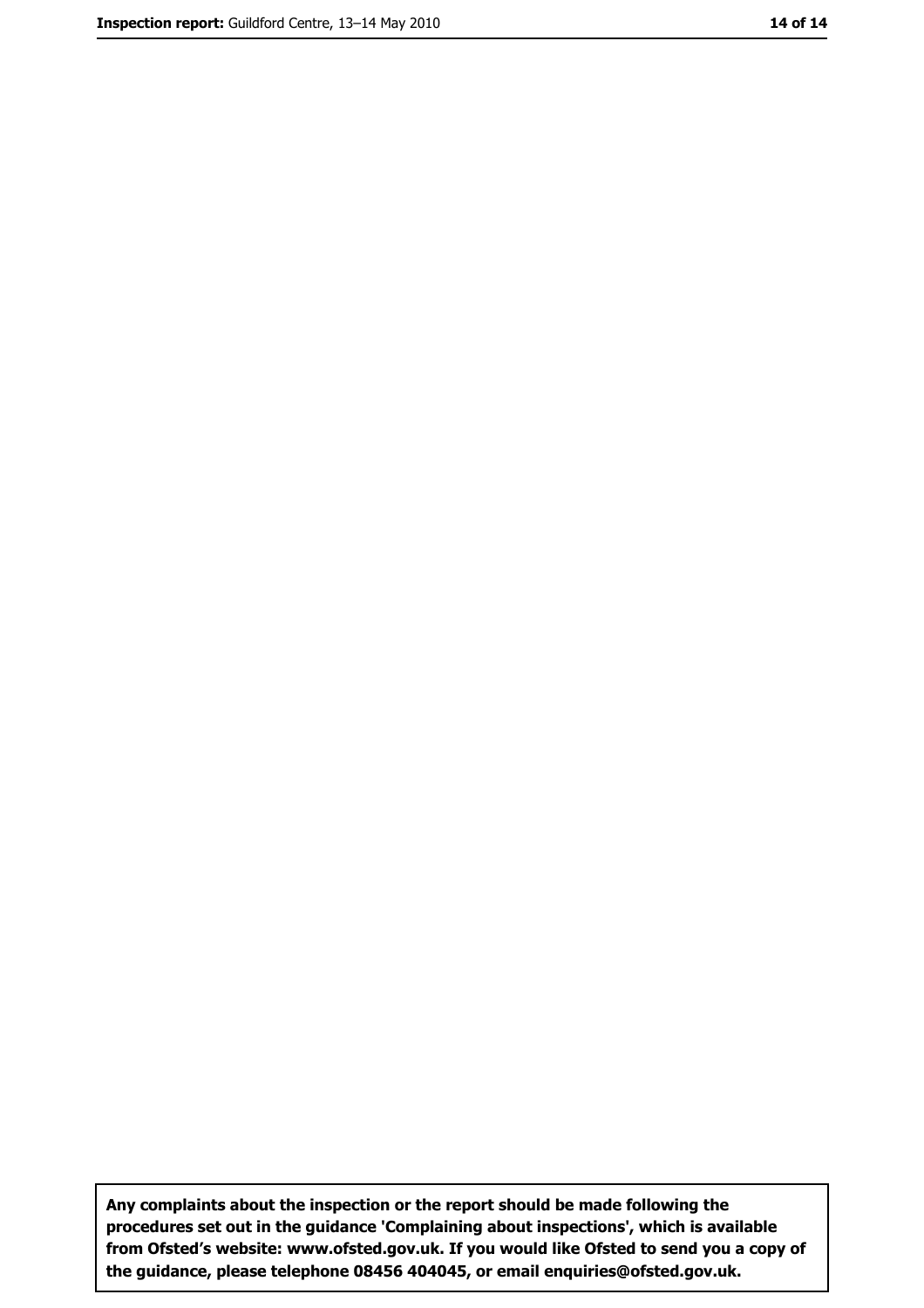**Any complaints about the inspection or the report should be made following the procedures set out in the guidance 'Complaining about inspections', which is available from Ofsted's website: www.ofsted.gov.uk. If you would like Ofsted to send you a copy of the guidance, please telephone 08456 404045, or email enquiries@ofsted.gov.uk.**